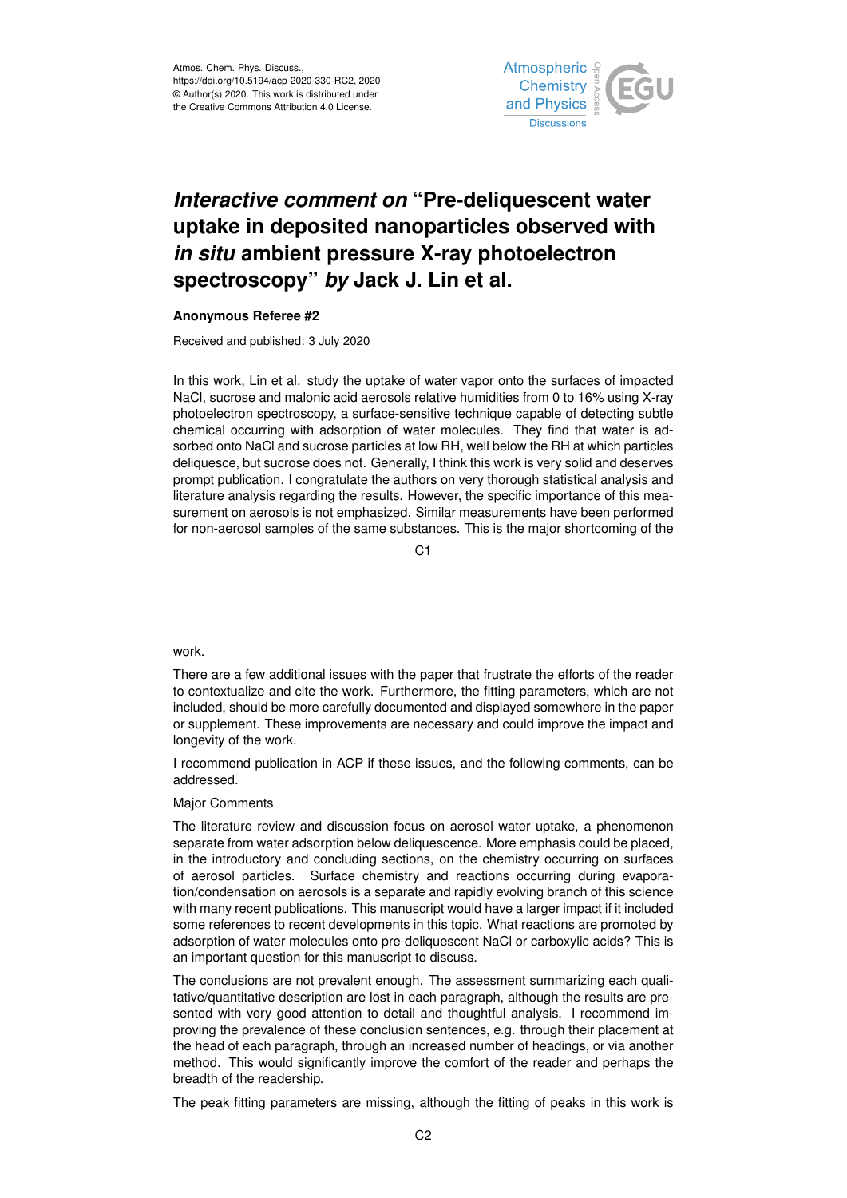Atmos. Chem. Phys. Discuss.,
https://doi.org/10.5194/acp-2020-330-RC2, 2020
© Author(s) 2020. This work is distributed under
the Creative Commons Attribution 4.0 License.

# *Interactive comment on* "Pre-deliquescent water uptake in deposited nanoparticles observed with *in situ* ambient pressure X-ray photoelectron spectroscopy" *by* Jack J. Lin et al.

**Anonymous Referee #2**

Received and published: 3 July 2020

In this work, Lin et al. study the uptake of water vapor onto the surfaces of impacted NaCl, sucrose and malonic acid aerosols relative humidities from 0 to 16% using X-ray photoelectron spectroscopy, a surface-sensitive technique capable of detecting subtle chemical occurring with adsorption of water molecules. They find that water is adsorbed onto NaCl and sucrose particles at low RH, well below the RH at which particles deliquesce, but sucrose does not. Generally, I think this work is very solid and deserves prompt publication. I congratulate the authors on very thorough statistical analysis and literature analysis regarding the results. However, the specific importance of this measurement on aerosols is not emphasized. Similar measurements have been performed for non-aerosol samples of the same substances. This is the major shortcoming of the work.

There are a few additional issues with the paper that frustrate the efforts of the reader to contextualize and cite the work. Furthermore, the fitting parameters, which are not included, should be more carefully documented and displayed somewhere in the paper or supplement. These improvements are necessary and could improve the impact and longevity of the work.

I recommend publication in ACP if these issues, and the following comments, can be addressed.

Major Comments

The literature review and discussion focus on aerosol water uptake, a phenomenon separate from water adsorption below deliquescence. More emphasis could be placed, in the introductory and concluding sections, on the chemistry occurring on surfaces of aerosol particles. Surface chemistry and reactions occurring during evaporation/condensation on aerosols is a separate and rapidly evolving branch of this science with many recent publications. This manuscript would have a larger impact if it included some references to recent developments in this topic. What reactions are promoted by adsorption of water molecules onto pre-deliquescent NaCl or carboxylic acids? This is an important question for this manuscript to discuss.

The conclusions are not prevalent enough. The assessment summarizing each qualitative/quantitative description are lost in each paragraph, although the results are presented with very good attention to detail and thoughtful analysis. I recommend improving the prevalence of these conclusion sentences, e.g. through their placement at the head of each paragraph, through an increased number of headings, or via another method. This would significantly improve the comfort of the reader and perhaps the breadth of the readership.

The peak fitting parameters are missing, although the fitting of peaks in this work is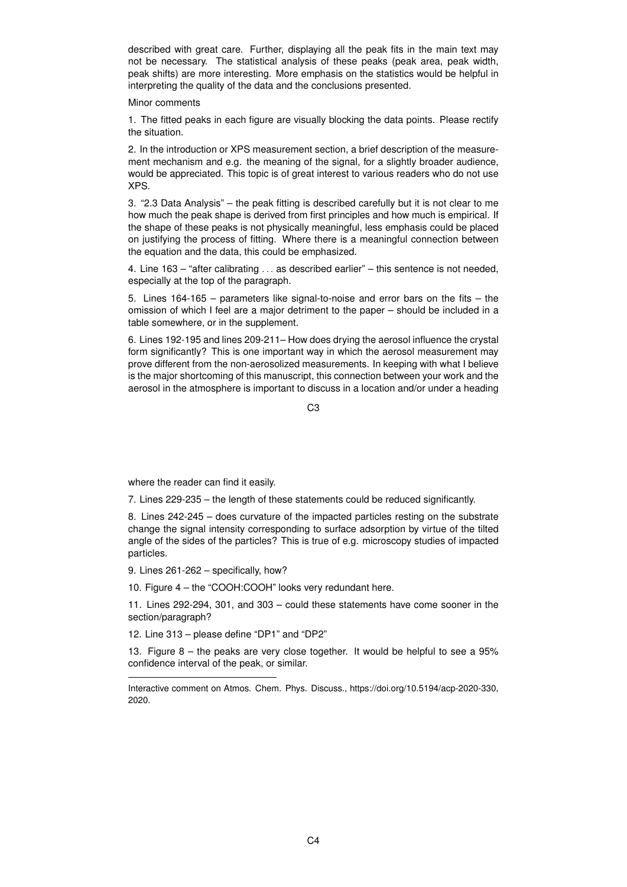described with great care. Further, displaying all the peak fits in the main text may not be necessary. The statistical analysis of these peaks (peak area, peak width, peak shifts) are more interesting. More emphasis on the statistics would be helpful in interpreting the quality of the data and the conclusions presented.

Minor comments

1. The fitted peaks in each figure are visually blocking the data points. Please rectify the situation.

2. In the introduction or XPS measurement section, a brief description of the measurement mechanism and e.g. the meaning of the signal, for a slightly broader audience, would be appreciated. This topic is of great interest to various readers who do not use XPS.

3. "2.3 Data Analysis" – the peak fitting is described carefully but it is not clear to me how much the peak shape is derived from first principles and how much is empirical. If the shape of these peaks is not physically meaningful, less emphasis could be placed on justifying the process of fitting. Where there is a meaningful connection between the equation and the data, this could be emphasized.

4. Line 163 – "after calibrating ... as described earlier" – this sentence is not needed, especially at the top of the paragraph.

5. Lines 164-165 – parameters like signal-to-noise and error bars on the fits – the omission of which I feel are a major detriment to the paper – should be included in a table somewhere, or in the supplement.

6. Lines 192-195 and lines 209-211– How does drying the aerosol influence the crystal form significantly? This is one important way in which the aerosol measurement may prove different from the non-aerosolized measurements. In keeping with what I believe is the major shortcoming of this manuscript, this connection between your work and the aerosol in the atmosphere is important to discuss in a location and/or under a heading where the reader can find it easily.

7. Lines 229-235 – the length of these statements could be reduced significantly.

8. Lines 242-245 – does curvature of the impacted particles resting on the substrate change the signal intensity corresponding to surface adsorption by virtue of the tilted angle of the sides of the particles? This is true of e.g. microscopy studies of impacted particles.

9. Lines 261-262 – specifically, how?

10. Figure 4 – the "COOH:COOH" looks very redundant here.

11. Lines 292-294, 301, and 303 – could these statements have come sooner in the section/paragraph?

12. Line 313 – please define "DP1" and "DP2"

13. Figure 8 – the peaks are very close together. It would be helpful to see a 95% confidence interval of the peak, or similar.

---

Interactive comment on Atmos. Chem. Phys. Discuss., https://doi.org/10.5194/acp-2020-330, 2020.